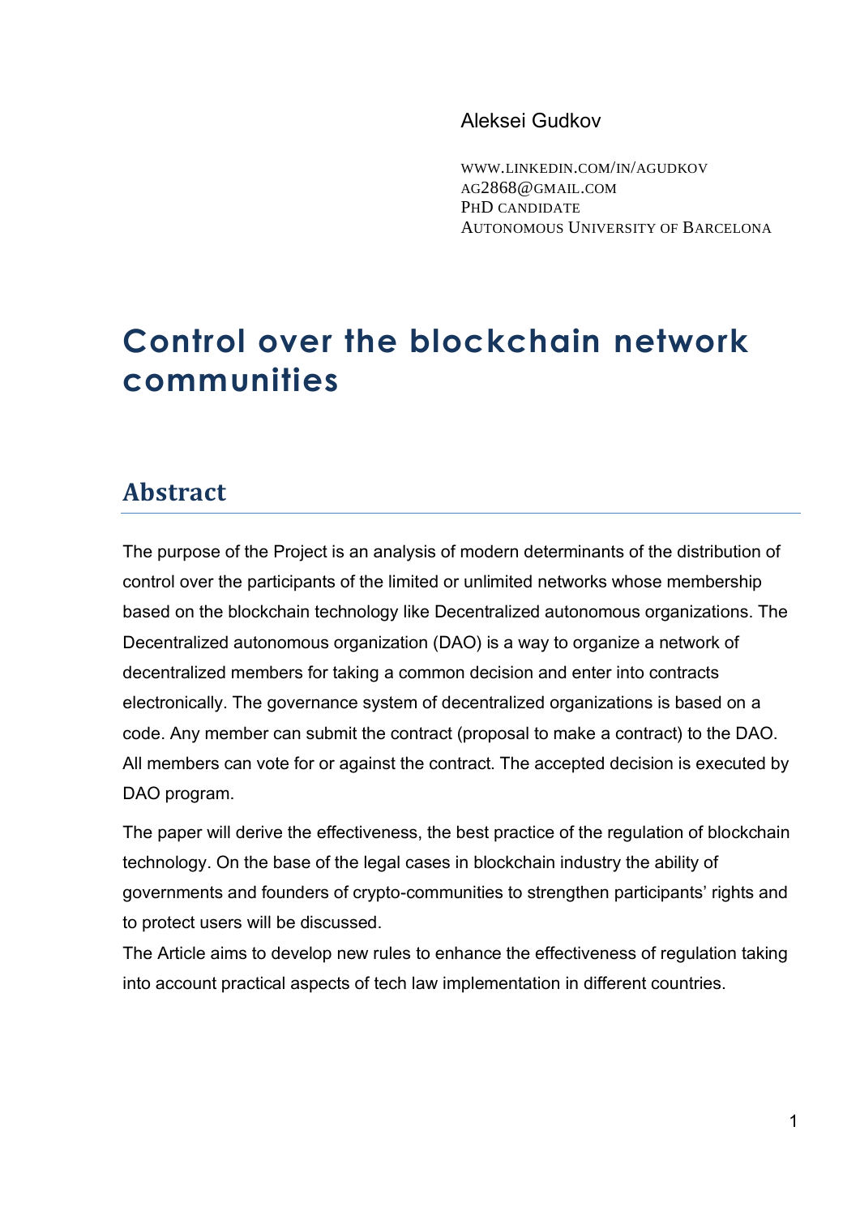Aleksei Gudkov

WWW.LINKEDIN.COM/IN/AGUDKOV
AG2868@GMAIL.COM
PHD CANDIDATE
AUTONOMOUS UNIVERSITY OF BARCELONA

# Control over the blockchain network communities

## Abstract

The purpose of the Project is an analysis of modern determinants of the distribution of control over the participants of the limited or unlimited networks whose membership based on the blockchain technology like Decentralized autonomous organizations. The Decentralized autonomous organization (DAO) is a way to organize a network of decentralized members for taking a common decision and enter into contracts electronically. The governance system of decentralized organizations is based on a code. Any member can submit the contract (proposal to make a contract) to the DAO. All members can vote for or against the contract. The accepted decision is executed by DAO program.

The paper will derive the effectiveness, the best practice of the regulation of blockchain technology. On the base of the legal cases in blockchain industry the ability of governments and founders of crypto-communities to strengthen participants' rights and to protect users will be discussed.

The Article aims to develop new rules to enhance the effectiveness of regulation taking into account practical aspects of tech law implementation in different countries.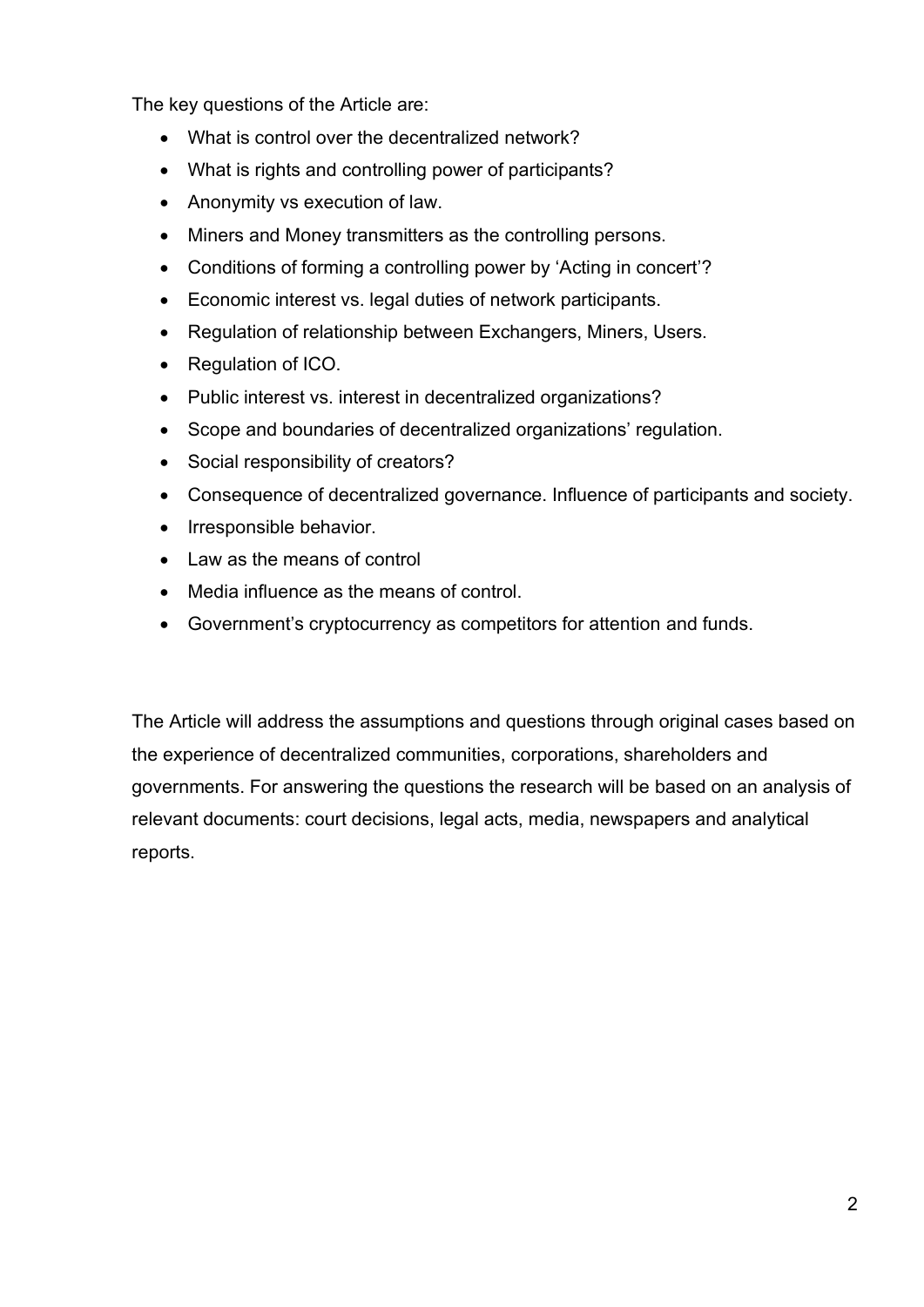The key questions of the Article are:

- What is control over the decentralized network?
- What is rights and controlling power of participants?
- Anonymity vs execution of law.
- Miners and Money transmitters as the controlling persons.
- Conditions of forming a controlling power by 'Acting in concert'?
- Economic interest vs. legal duties of network participants.
- Regulation of relationship between Exchangers, Miners, Users.
- Regulation of ICO.
- Public interest vs. interest in decentralized organizations?
- Scope and boundaries of decentralized organizations' regulation.
- Social responsibility of creators?
- Consequence of decentralized governance. Influence of participants and society.
- Irresponsible behavior.
- Law as the means of control
- Media influence as the means of control.
- Government's cryptocurrency as competitors for attention and funds.

The Article will address the assumptions and questions through original cases based on the experience of decentralized communities, corporations, shareholders and governments. For answering the questions the research will be based on an analysis of relevant documents: court decisions, legal acts, media, newspapers and analytical reports.